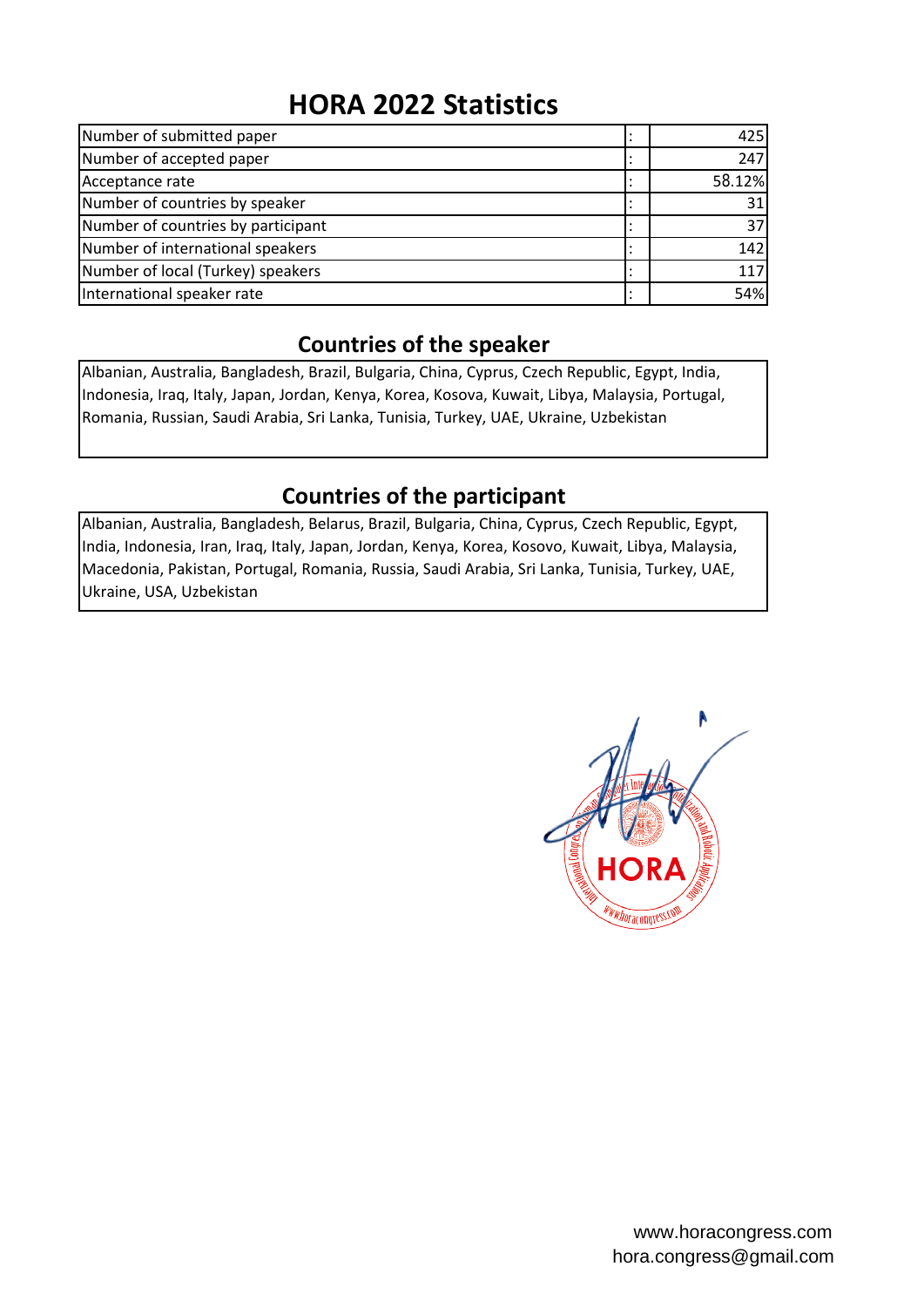# HORA 2022 Statistics

| | | |
|---|---|---|
| Number of submitted paper | : | 425 |
| Number of accepted paper | : | 247 |
| Acceptance rate | : | 58.12% |
| Number of countries by speaker | : | 31 |
| Number of countries by participant | : | 37 |
| Number of international speakers | : | 142 |
| Number of local (Turkey) speakers | : | 117 |
| International speaker rate | : | 54% |

## Countries of the speaker

Albanian, Australia, Bangladesh, Brazil, Bulgaria, China, Cyprus, Czech Republic, Egypt, India, Indonesia, Iraq, Italy, Japan, Jordan, Kenya, Korea, Kosova, Kuwait, Libya, Malaysia, Portugal, Romania, Russian, Saudi Arabia, Sri Lanka, Tunisia, Turkey, UAE, Ukraine, Uzbekistan

## Countries of the participant

Albanian, Australia, Bangladesh, Belarus, Brazil, Bulgaria, China, Cyprus, Czech Republic, Egypt, India, Indonesia, Iran, Iraq, Italy, Japan, Jordan, Kenya, Korea, Kosovo, Kuwait, Libya, Malaysia, Macedonia, Pakistan, Portugal, Romania, Russia, Saudi Arabia, Sri Lanka, Tunisia, Turkey, UAE, Ukraine, USA, Uzbekistan

HORA

www.horacongress.com
hora.congress@gmail.com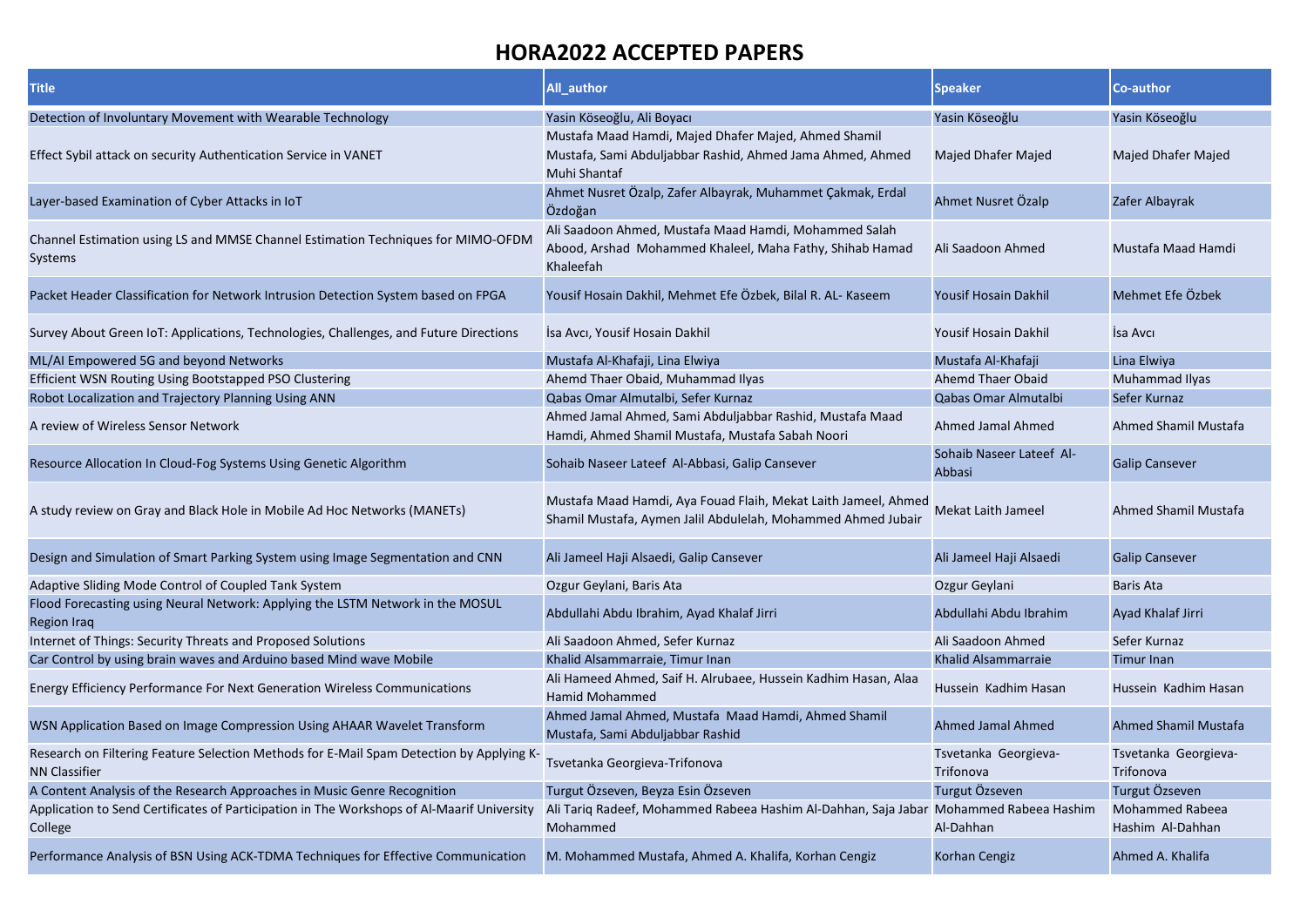# HORA2022 ACCEPTED PAPERS

| Title | All_author | Speaker | Co-author |
|---|---|---|---|
| Detection of Involuntary Movement with Wearable Technology | Yasin Köseoğlu, Ali Boyacı | Yasin Köseoğlu | Yasin Köseoğlu |
| Effect Sybil attack on security Authentication Service in VANET | Mustafa Maad Hamdi, Majed Dhafer Majed, Ahmed Shamil Mustafa, Sami Abduljabbar Rashid, Ahmed Jama Ahmed, Ahmed Muhi Shantaf | Majed Dhafer Majed | Majed Dhafer Majed |
| Layer-based Examination of Cyber Attacks in IoT | Ahmet Nusret Özalp, Zafer Albayrak, Muhammet Çakmak, Erdal Özdoğan | Ahmet Nusret Özalp | Zafer Albayrak |
| Channel Estimation using LS and MMSE Channel Estimation Techniques for MIMO-OFDM Systems | Ali Saadoon Ahmed, Mustafa Maad Hamdi, Mohammed Salah Abood, Arshad Mohammed Khaleel, Maha Fathy, Shihab Hamad Khaleefah | Ali Saadoon Ahmed | Mustafa Maad Hamdi |
| Packet Header Classification for Network Intrusion Detection System based on FPGA | Yousif Hosain Dakhil, Mehmet Efe Özbek, Bilal R. AL- Kaseem | Yousif Hosain Dakhil | Mehmet Efe Özbek |
| Survey About Green IoT: Applications, Technologies, Challenges, and Future Directions | İsa Avcı, Yousif Hosain Dakhil | Yousif Hosain Dakhil | İsa Avcı |
| ML/AI Empowered 5G and beyond Networks | Mustafa Al-Khafaji, Lina Elwiya | Mustafa Al-Khafaji | Lina Elwiya |
| Efficient WSN Routing Using Bootstapped PSO Clustering | Ahemd Thaer Obaid, Muhammad Ilyas | Ahemd Thaer Obaid | Muhammad Ilyas |
| Robot Localization and Trajectory Planning Using ANN | Qabas Omar Almutalbi, Sefer Kurnaz | Qabas Omar Almutalbi | Sefer Kurnaz |
| A review of Wireless Sensor Network | Ahmed Jamal Ahmed, Sami Abduljabbar Rashid, Mustafa Maad Hamdi, Ahmed Shamil Mustafa, Mustafa Sabah Noori | Ahmed Jamal Ahmed | Ahmed Shamil Mustafa |
| Resource Allocation In Cloud-Fog Systems Using Genetic Algorithm | Sohaib Naseer Lateef Al-Abbasi, Galip Cansever | Sohaib Naseer Lateef Al-Abbasi | Galip Cansever |
| A study review on Gray and Black Hole in Mobile Ad Hoc Networks (MANETs) | Mustafa Maad Hamdi, Aya Fouad Flaih, Mekat Laith Jameel, Ahmed Shamil Mustafa, Aymen Jalil Abdulelah, Mohammed Ahmed Jubair | Mekat Laith Jameel | Ahmed Shamil Mustafa |
| Design and Simulation of Smart Parking System using Image Segmentation and CNN | Ali Jameel Haji Alsaedi, Galip Cansever | Ali Jameel Haji Alsaedi | Galip Cansever |
| Adaptive Sliding Mode Control of Coupled Tank System | Ozgur Geylani, Baris Ata | Ozgur Geylani | Baris Ata |
| Flood Forecasting using Neural Network: Applying the LSTM Network in the MOSUL Region Iraq | Abdullahi Abdu Ibrahim, Ayad Khalaf Jirri | Abdullahi Abdu Ibrahim | Ayad Khalaf Jirri |
| Internet of Things: Security Threats and Proposed Solutions | Ali Saadoon Ahmed, Sefer Kurnaz | Ali Saadoon Ahmed | Sefer Kurnaz |
| Car Control by using brain waves and Arduino based Mind wave Mobile | Khalid Alsammarraie, Timur Inan | Khalid Alsammarraie | Timur Inan |
| Energy Efficiency Performance For Next Generation Wireless Communications | Ali Hameed Ahmed, Saif H. Alrubaee, Hussein Kadhim Hasan, Alaa Hamid Mohammed | Hussein Kadhim Hasan | Hussein Kadhim Hasan |
| WSN Application Based on Image Compression Using AHAAR Wavelet Transform | Ahmed Jamal Ahmed, Mustafa Maad Hamdi, Ahmed Shamil Mustafa, Sami Abduljabbar Rashid | Ahmed Jamal Ahmed | Ahmed Shamil Mustafa |
| Research on Filtering Feature Selection Methods for E-Mail Spam Detection by Applying K-NN Classifier | Tsvetanka Georgieva-Trifonova | Tsvetanka Georgieva-Trifonova | Tsvetanka Georgieva-Trifonova |
| A Content Analysis of the Research Approaches in Music Genre Recognition | Turgut Özseven, Beyza Esin Özseven | Turgut Özseven | Turgut Özseven |
| Application to Send Certificates of Participation in The Workshops of Al-Maarif University College | Ali Tariq Radeef, Mohammed Rabeea Hashim Al-Dahhan, Saja Jabar Mohammed | Mohammed Rabeea Hashim Al-Dahhan | Mohammed Rabeea Hashim Al-Dahhan |
| Performance Analysis of BSN Using ACK-TDMA Techniques for Effective Communication | M. Mohammed Mustafa, Ahmed A. Khalifa, Korhan Cengiz | Korhan Cengiz | Ahmed A. Khalifa |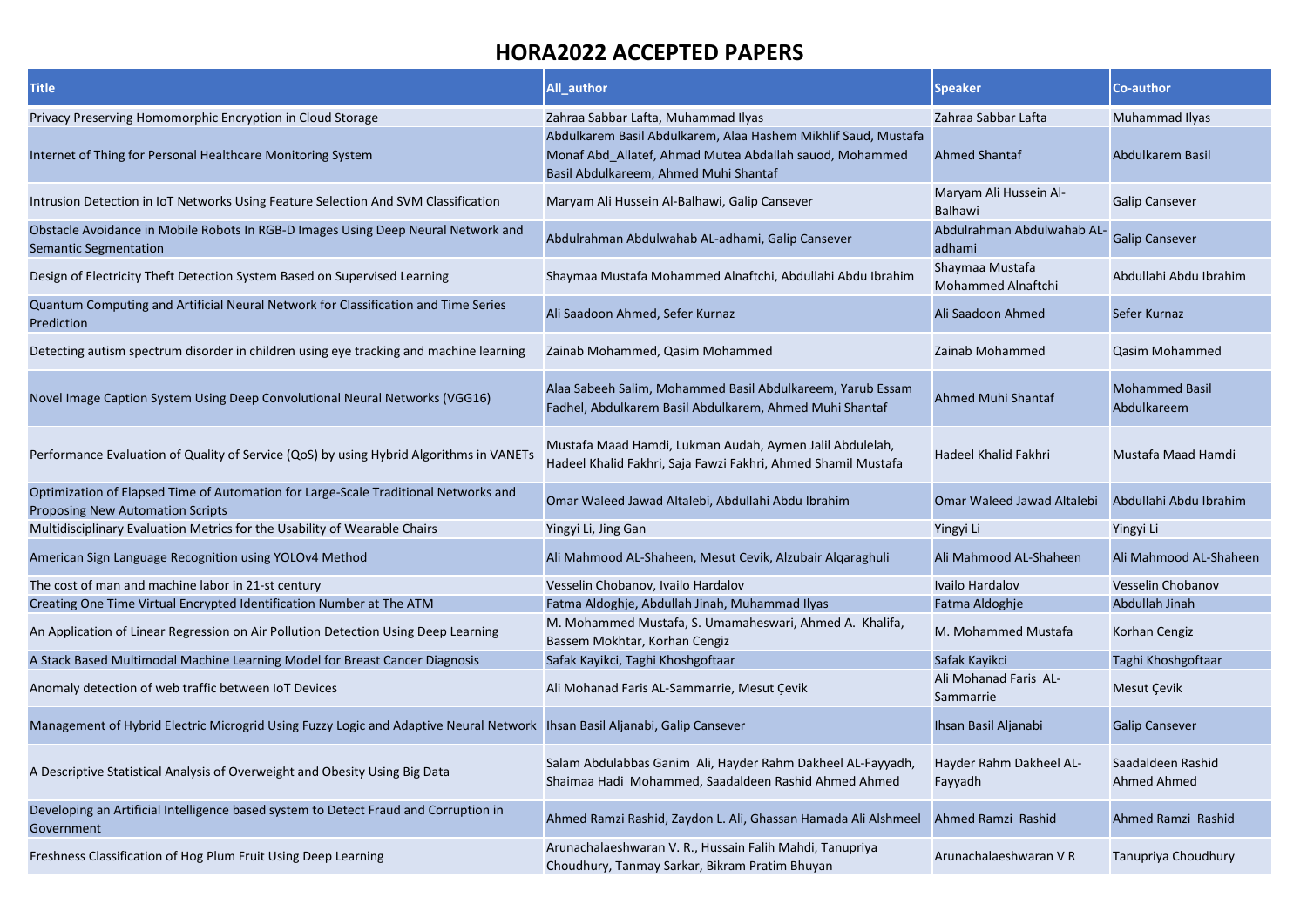# HORA2022 ACCEPTED PAPERS

| Title | All_author | Speaker | Co-author |
|---|---|---|---|
| Privacy Preserving Homomorphic Encryption in Cloud Storage | Zahraa Sabbar Lafta, Muhammad Ilyas | Zahraa Sabbar Lafta | Muhammad Ilyas |
| Internet of Thing for Personal Healthcare Monitoring System | Abdulkarem Basil Abdulkarem, Alaa Hashem Mikhlif Saud, Mustafa Monaf Abd_Allatef, Ahmad Mutea Abdallah sauod, Mohammed Basil Abdulkareem, Ahmed Muhi Shantaf | Ahmed Shantaf | Abdulkarem Basil |
| Intrusion Detection in IoT Networks Using Feature Selection And SVM Classification | Maryam Ali Hussein Al-Balhawi, Galip Cansever | Maryam Ali Hussein Al-Balhawi | Galip Cansever |
| Obstacle Avoidance in Mobile Robots In RGB-D Images Using Deep Neural Network and Semantic Segmentation | Abdulrahman Abdulwahab AL-adhami, Galip Cansever | Abdulrahman Abdulwahab AL-adhami | Galip Cansever |
| Design of Electricity Theft Detection System Based on Supervised Learning | Shaymaa Mustafa Mohammed Alnaftchi, Abdullahi Abdu Ibrahim | Shaymaa Mustafa Mohammed Alnaftchi | Abdullahi Abdu Ibrahim |
| Quantum Computing and Artificial Neural Network for Classification and Time Series Prediction | Ali Saadoon Ahmed, Sefer Kurnaz | Ali Saadoon Ahmed | Sefer Kurnaz |
| Detecting autism spectrum disorder in children using eye tracking and machine learning | Zainab Mohammed, Qasim Mohammed | Zainab Mohammed | Qasim Mohammed |
| Novel Image Caption System Using Deep Convolutional Neural Networks (VGG16) | Alaa Sabeeh Salim, Mohammed Basil Abdulkareem, Yarub Essam Fadhel, Abdulkarem Basil Abdulkarem, Ahmed Muhi Shantaf | Ahmed Muhi Shantaf | Mohammed Basil Abdulkareem |
| Performance Evaluation of Quality of Service (QoS) by using Hybrid Algorithms in VANETs | Mustafa Maad Hamdi, Lukman Audah, Aymen Jalil Abdulelah, Hadeel Khalid Fakhri, Saja Fawzi Fakhri, Ahmed Shamil Mustafa | Hadeel Khalid Fakhri | Mustafa Maad Hamdi |
| Optimization of Elapsed Time of Automation for Large-Scale Traditional Networks and Proposing New Automation Scripts | Omar Waleed Jawad Altalebi, Abdullahi Abdu Ibrahim | Omar Waleed Jawad Altalebi | Abdullahi Abdu Ibrahim |
| Multidisciplinary Evaluation Metrics for the Usability of Wearable Chairs | Yingyi Li, Jing Gan | Yingyi Li | Yingyi Li |
| American Sign Language Recognition using YOLOv4 Method | Ali Mahmood AL-Shaheen, Mesut Cevik, Alzubair Alqaraghuli | Ali Mahmood AL-Shaheen | Ali Mahmood AL-Shaheen |
| The cost of man and machine labor in 21-st century | Vesselin Chobanov, Ivailo Hardalov | Ivailo Hardalov | Vesselin Chobanov |
| Creating One Time Virtual Encrypted Identification Number at The ATM | Fatma Aldoghje, Abdullah Jinah, Muhammad Ilyas | Fatma Aldoghje | Abdullah Jinah |
| An Application of Linear Regression on Air Pollution Detection Using Deep Learning | M. Mohammed Mustafa, S. Umamaheswari, Ahmed A. Khalifa, Bassem Mokhtar, Korhan Cengiz | M. Mohammed Mustafa | Korhan Cengiz |
| A Stack Based Multimodal Machine Learning Model for Breast Cancer Diagnosis | Safak Kayikci, Taghi Khoshgoftaar | Safak Kayikci | Taghi Khoshgoftaar |
| Anomaly detection of web traffic between IoT Devices | Ali Mohanad Faris AL-Sammarrie, Mesut Çevik | Ali Mohanad Faris AL-Sammarrie | Mesut Çevik |
| Management of Hybrid Electric Microgrid Using Fuzzy Logic and Adaptive Neural Network | Ihsan Basil Aljanabi, Galip Cansever | Ihsan Basil Aljanabi | Galip Cansever |
| A Descriptive Statistical Analysis of Overweight and Obesity Using Big Data | Salam Abdulabbas Ganim Ali, Hayder Rahm Dakheel AL-Fayyadh, Shaimaa Hadi Mohammed, Saadaldeen Rashid Ahmed Ahmed | Hayder Rahm Dakheel AL-Fayyadh | Saadaldeen Rashid Ahmed Ahmed |
| Developing an Artificial Intelligence based system to Detect Fraud and Corruption in Government | Ahmed Ramzi Rashid, Zaydon L. Ali, Ghassan Hamada Ali Alshmeel | Ahmed Ramzi Rashid | Ahmed Ramzi Rashid |
| Freshness Classification of Hog Plum Fruit Using Deep Learning | Arunachalaeshwaran V. R., Hussain Falih Mahdi, Tanupriya Choudhury, Tanmay Sarkar, Bikram Pratim Bhuyan | Arunachalaeshwaran V R | Tanupriya Choudhury |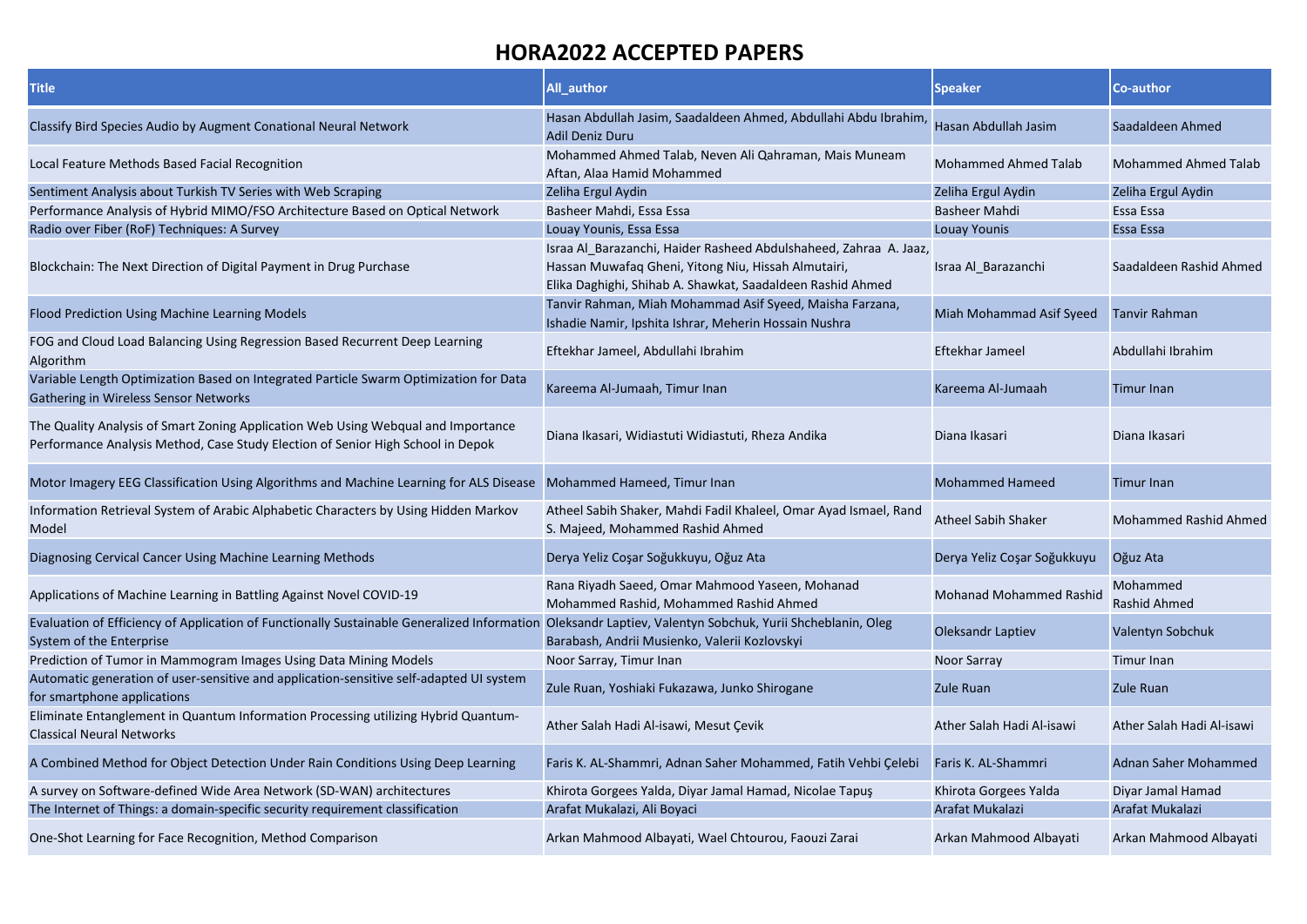# HORA2022 ACCEPTED PAPERS

| Title | All_author | Speaker | Co-author |
|---|---|---|---|
| Classify Bird Species Audio by Augment Conational Neural Network | Hasan Abdullah Jasim, Saadaldeen Ahmed, Abdullahi Abdu Ibrahim, Adil Deniz Duru | Hasan Abdullah Jasim | Saadaldeen Ahmed |
| Local Feature Methods Based Facial Recognition | Mohammed Ahmed Talab, Neven Ali Qahraman, Mais Muneam Aftan, Alaa Hamid Mohammed | Mohammed Ahmed Talab | Mohammed Ahmed Talab |
| Sentiment Analysis about Turkish TV Series with Web Scraping | Zeliha Ergul Aydin | Zeliha Ergul Aydin | Zeliha Ergul Aydin |
| Performance Analysis of Hybrid MIMO/FSO Architecture Based on Optical Network | Basheer Mahdi, Essa Essa | Basheer Mahdi | Essa Essa |
| Radio over Fiber (RoF) Techniques: A Survey | Louay Younis, Essa Essa | Louay Younis | Essa Essa |
| Blockchain: The Next Direction of Digital Payment in Drug Purchase | Israa Al_Barazanchi, Haider Rasheed Abdulshaheed, Zahraa A. Jaaz, Hassan Muwafaq Gheni, Yitong Niu, Hissah Almutairi, Elika Daghighi, Shihab A. Shawkat, Saadaldeen Rashid Ahmed | Israa Al_Barazanchi | Saadaldeen Rashid Ahmed |
| Flood Prediction Using Machine Learning Models | Tanvir Rahman, Miah Mohammad Asif Syeed, Maisha Farzana, Ishadie Namir, Ipshita Ishrar, Meherin Hossain Nushra | Miah Mohammad Asif Syeed | Tanvir Rahman |
| FOG and Cloud Load Balancing Using Regression Based Recurrent Deep Learning Algorithm | Eftekhar Jameel, Abdullahi Ibrahim | Eftekhar Jameel | Abdullahi Ibrahim |
| Variable Length Optimization Based on Integrated Particle Swarm Optimization for Data Gathering in Wireless Sensor Networks | Kareema Al-Jumaah, Timur Inan | Kareema Al-Jumaah | Timur Inan |
| The Quality Analysis of Smart Zoning Application Web Using Webqual and Importance Performance Analysis Method, Case Study Election of Senior High School in Depok | Diana Ikasari, Widiastuti Widiastuti, Rheza Andika | Diana Ikasari | Diana Ikasari |
| Motor Imagery EEG Classification Using Algorithms and Machine Learning for ALS Disease | Mohammed Hameed, Timur Inan | Mohammed Hameed | Timur Inan |
| Information Retrieval System of Arabic Alphabetic Characters by Using Hidden Markov Model | Atheel Sabih Shaker, Mahdi Fadil Khaleel, Omar Ayad Ismael, Rand S. Majeed, Mohammed Rashid Ahmed | Atheel Sabih Shaker | Mohammed Rashid Ahmed |
| Diagnosing Cervical Cancer Using Machine Learning Methods | Derya Yeliz Coşar Soğukkuyu, Oğuz Ata | Derya Yeliz Coşar Soğukkuyu | Oğuz Ata |
| Applications of Machine Learning in Battling Against Novel COVID-19 | Rana Riyadh Saeed, Omar Mahmood Yaseen, Mohanad Mohammed Rashid, Mohammed Rashid Ahmed | Mohanad Mohammed Rashid | Mohammed Rashid Ahmed |
| Evaluation of Efficiency of Application of Functionally Sustainable Generalized Information System of the Enterprise | Oleksandr Laptiev, Valentyn Sobchuk, Yurii Shcheblanin, Oleg Barabash, Andrii Musienko, Valerii Kozlovskyi | Oleksandr Laptiev | Valentyn Sobchuk |
| Prediction of Tumor in Mammogram Images Using Data Mining Models | Noor Sarray, Timur Inan | Noor Sarray | Timur Inan |
| Automatic generation of user-sensitive and application-sensitive self-adapted UI system for smartphone applications | Zule Ruan, Yoshiaki Fukazawa, Junko Shirogane | Zule Ruan | Zule Ruan |
| Eliminate Entanglement in Quantum Information Processing utilizing Hybrid Quantum-Classical Neural Networks | Ather Salah Hadi Al-isawi, Mesut Çevik | Ather Salah Hadi Al-isawi | Ather Salah Hadi Al-isawi |
| A Combined Method for Object Detection Under Rain Conditions Using Deep Learning | Faris K. AL-Shammri, Adnan Saher Mohammed, Fatih Vehbi Çelebi | Faris K. AL-Shammri | Adnan Saher Mohammed |
| A survey on Software-defined Wide Area Network (SD-WAN) architectures | Khirota Gorgees Yalda, Diyar Jamal Hamad, Nicolae Tapuş | Khirota Gorgees Yalda | Diyar Jamal Hamad |
| The Internet of Things: a domain-specific security requirement classification | Arafat Mukalazi, Ali Boyaci | Arafat Mukalazi | Arafat Mukalazi |
| One-Shot Learning for Face Recognition, Method Comparison | Arkan Mahmood Albayati, Wael Chtourou, Faouzi Zarai | Arkan Mahmood Albayati | Arkan Mahmood Albayati |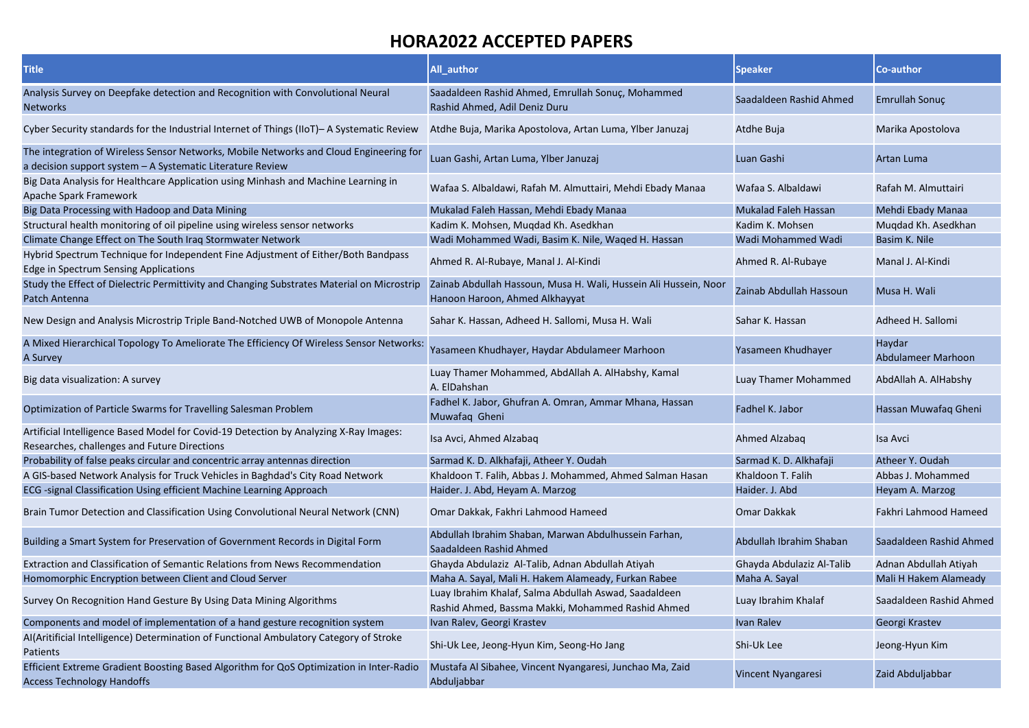# HORA2022 ACCEPTED PAPERS

| Title | All_author | Speaker | Co-author |
|---|---|---|---|
| Analysis Survey on Deepfake detection and Recognition with Convolutional Neural Networks | Saadaldeen Rashid Ahmed, Emrullah Sonuç, Mohammed Rashid Ahmed, Adil Deniz Duru | Saadaldeen Rashid Ahmed | Emrullah Sonuç |
| Cyber Security standards for the Industrial Internet of Things (IIoT)– A Systematic Review | Atdhe Buja, Marika Apostolova, Artan Luma, Ylber Januzaj | Atdhe Buja | Marika Apostolova |
| The integration of Wireless Sensor Networks, Mobile Networks and Cloud Engineering for a decision support system – A Systematic Literature Review | Luan Gashi, Artan Luma, Ylber Januzaj | Luan Gashi | Artan Luma |
| Big Data Analysis for Healthcare Application using Minhash and Machine Learning in Apache Spark Framework | Wafaa S. Albaldawi, Rafah M. Almuttairi, Mehdi Ebady Manaa | Wafaa S. Albaldawi | Rafah M. Almuttairi |
| Big Data Processing with Hadoop and Data Mining | Mukalad Faleh Hassan, Mehdi Ebady Manaa | Mukalad Faleh Hassan | Mehdi Ebady Manaa |
| Structural health monitoring of oil pipeline using wireless sensor networks | Kadim K. Mohsen, Muqdad Kh. Asedkhan | Kadim K. Mohsen | Muqdad Kh. Asedkhan |
| Climate Change Effect on The South Iraq Stormwater Network | Wadi Mohammed Wadi, Basim K. Nile, Waqed H. Hassan | Wadi Mohammed Wadi | Basim K. Nile |
| Hybrid Spectrum Technique for Independent Fine Adjustment of Either/Both Bandpass Edge in Spectrum Sensing Applications | Ahmed R. Al-Rubaye, Manal J. Al-Kindi | Ahmed R. Al-Rubaye | Manal J. Al-Kindi |
| Study the Effect of Dielectric Permittivity and Changing Substrates Material on Microstrip Patch Antenna | Zainab Abdullah Hassoun, Musa H. Wali, Hussein Ali Hussein, Noor Hanoon Haroon, Ahmed Alkhayyat | Zainab Abdullah Hassoun | Musa H. Wali |
| New Design and Analysis Microstrip Triple Band-Notched UWB of Monopole Antenna | Sahar K. Hassan, Adheed H. Sallomi, Musa H. Wali | Sahar K. Hassan | Adheed H. Sallomi |
| A Mixed Hierarchical Topology To Ameliorate The Efficiency Of Wireless Sensor Networks: A Survey | Yasameen Khudhayer, Haydar Abdulameer Marhoon | Yasameen Khudhayer | Haydar Abdulameer Marhoon |
| Big data visualization: A survey | Luay Thamer Mohammed, AbdAllah A. AlHabshy, Kamal A. ElDahshan | Luay Thamer Mohammed | AbdAllah A. AlHabshy |
| Optimization of Particle Swarms for Travelling Salesman Problem | Fadhel K. Jabor, Ghufran A. Omran, Ammar Mhana, Hassan Muwafaq Gheni | Fadhel K. Jabor | Hassan Muwafaq Gheni |
| Artificial Intelligence Based Model for Covid-19 Detection by Analyzing X-Ray Images: Researches, challenges and Future Directions | Isa Avci, Ahmed Alzabaq | Ahmed Alzabaq | Isa Avci |
| Probability of false peaks circular and concentric array antennas direction | Sarmad K. D. Alkhafaji, Atheer Y. Oudah | Sarmad K. D. Alkhafaji | Atheer Y. Oudah |
| A GIS-based Network Analysis for Truck Vehicles in Baghdad's City Road Network | Khaldoon T. Falih, Abbas J. Mohammed, Ahmed Salman Hasan | Khaldoon T. Falih | Abbas J. Mohammed |
| ECG -signal Classification Using efficient Machine Learning Approach | Haider. J. Abd, Heyam A. Marzog | Haider. J. Abd | Heyam A. Marzog |
| Brain Tumor Detection and Classification Using Convolutional Neural Network (CNN) | Omar Dakkak, Fakhri Lahmood Hameed | Omar Dakkak | Fakhri Lahmood Hameed |
| Building a Smart System for Preservation of Government Records in Digital Form | Abdullah Ibrahim Shaban, Marwan Abdulhussein Farhan, Saadaldeen Rashid Ahmed | Abdullah Ibrahim Shaban | Saadaldeen Rashid Ahmed |
| Extraction and Classification of Semantic Relations from News Recommendation | Ghayda Abdulaziz Al-Talib, Adnan Abdullah Atiyah | Ghayda Abdulaziz Al-Talib | Adnan Abdullah Atiyah |
| Homomorphic Encryption between Client and Cloud Server | Maha A. Sayal, Mali H. Hakem Alameady, Furkan Rabee | Maha A. Sayal | Mali H Hakem Alameady |
| Survey On Recognition Hand Gesture By Using Data Mining Algorithms | Luay Ibrahim Khalaf, Salma Abdullah Aswad, Saadaldeen Rashid Ahmed, Bassma Makki, Mohammed Rashid Ahmed | Luay Ibrahim Khalaf | Saadaldeen Rashid Ahmed |
| Components and model of implementation of a hand gesture recognition system | Ivan Ralev, Georgi Krastev | Ivan Ralev | Georgi Krastev |
| AI(Aritificial Intelligence) Determination of Functional Ambulatory Category of Stroke Patients | Shi-Uk Lee, Jeong-Hyun Kim, Seong-Ho Jang | Shi-Uk Lee | Jeong-Hyun Kim |
| Efficient Extreme Gradient Boosting Based Algorithm for QoS Optimization in Inter-Radio Access Technology Handoffs | Mustafa Al Sibahee, Vincent Nyangaresi, Junchao Ma, Zaid Abduljabbar | Vincent Nyangaresi | Zaid Abduljabbar |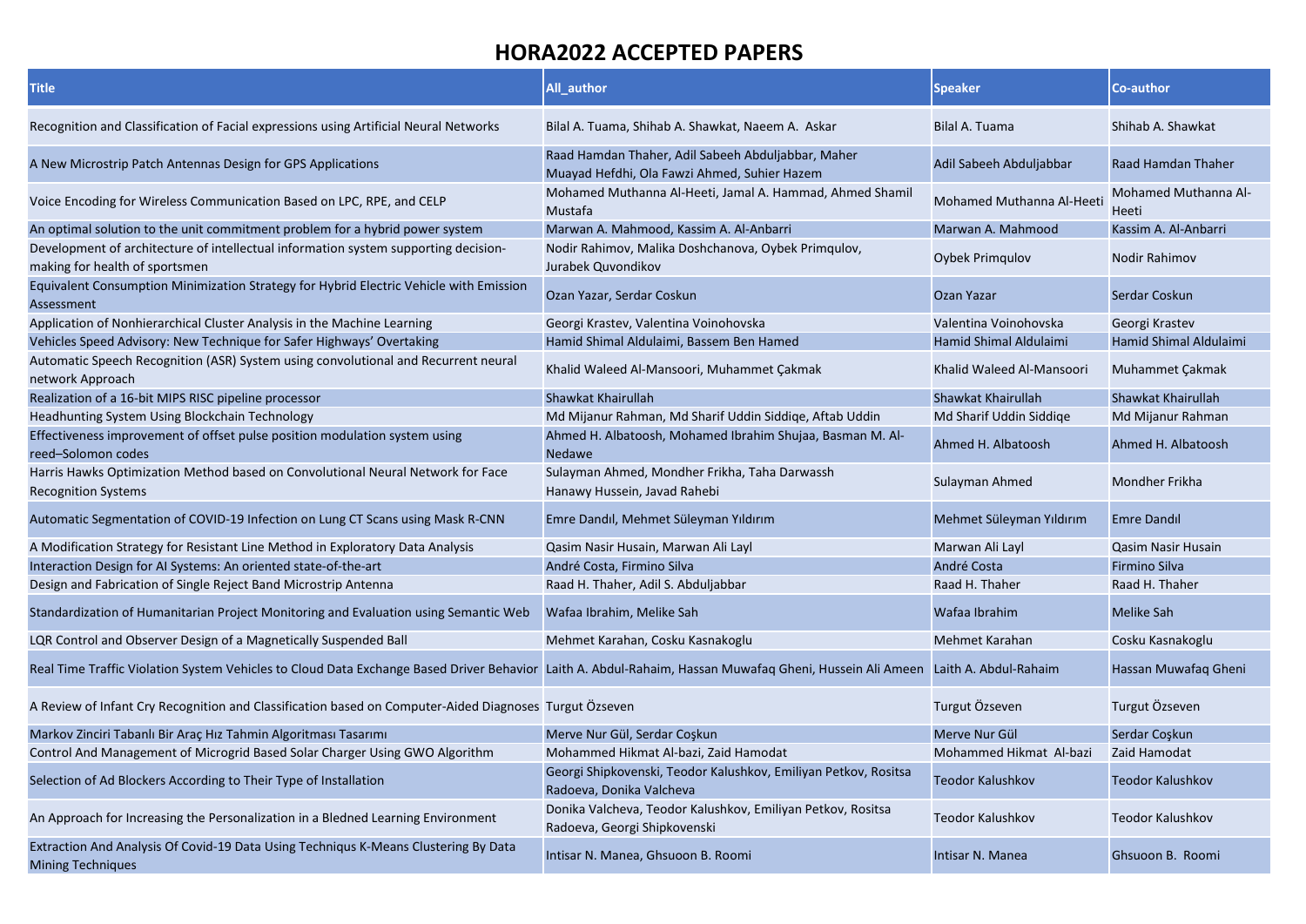# HORA2022 ACCEPTED PAPERS

| Title | All_author | Speaker | Co-author |
|---|---|---|---|
| Recognition and Classification of Facial expressions using Artificial Neural Networks | Bilal A. Tuama, Shihab A. Shawkat, Naeem A. Askar | Bilal A. Tuama | Shihab A. Shawkat |
| A New Microstrip Patch Antennas Design for GPS Applications | Raad Hamdan Thaher, Adil Sabeeh Abduljabbar, Maher Muayad Hefdhi, Ola Fawzi Ahmed, Suhier Hazem | Adil Sabeeh Abduljabbar | Raad Hamdan Thaher |
| Voice Encoding for Wireless Communication Based on LPC, RPE, and CELP | Mohamed Muthanna Al-Heeti, Jamal A. Hammad, Ahmed Shamil Mustafa | Mohamed Muthanna Al-Heeti | Mohamed Muthanna Al-Heeti |
| An optimal solution to the unit commitment problem for a hybrid power system | Marwan A. Mahmood, Kassim A. Al-Anbarri | Marwan A. Mahmood | Kassim A. Al-Anbarri |
| Development of architecture of intellectual information system supporting decision-making for health of sportsmen | Nodir Rahimov, Malika Doshchanova, Oybek Primqulov, Jurabek Quvondikov | Oybek Primqulov | Nodir Rahimov |
| Equivalent Consumption Minimization Strategy for Hybrid Electric Vehicle with Emission Assessment | Ozan Yazar, Serdar Coskun | Ozan Yazar | Serdar Coskun |
| Application of Nonhierarchical Cluster Analysis in the Machine Learning | Georgi Krastev, Valentina Voinohovska | Valentina Voinohovska | Georgi Krastev |
| Vehicles Speed Advisory: New Technique for Safer Highways' Overtaking | Hamid Shimal Aldulaimi, Bassem Ben Hamed | Hamid Shimal Aldulaimi | Hamid Shimal Aldulaimi |
| Automatic Speech Recognition (ASR) System using convolutional and Recurrent neural network Approach | Khalid Waleed Al-Mansoori, Muhammet Çakmak | Khalid Waleed Al-Mansoori | Muhammet Çakmak |
| Realization of a 16-bit MIPS RISC pipeline processor | Shawkat Khairullah | Shawkat Khairullah | Shawkat Khairullah |
| Headhunting System Using Blockchain Technology | Md Mijanur Rahman, Md Sharif Uddin Siddiqe, Aftab Uddin | Md Sharif Uddin Siddiqe | Md Mijanur Rahman |
| Effectiveness improvement of offset pulse position modulation system using reed–Solomon codes | Ahmed H. Albatoosh, Mohamed Ibrahim Shujaa, Basman M. Al-Nedawe | Ahmed H. Albatoosh | Ahmed H. Albatoosh |
| Harris Hawks Optimization Method based on Convolutional Neural Network for Face Recognition Systems | Sulayman Ahmed, Mondher Frikha, Taha Darwassh Hanawy Hussein, Javad Rahebi | Sulayman Ahmed | Mondher Frikha |
| Automatic Segmentation of COVID-19 Infection on Lung CT Scans using Mask R-CNN | Emre Dandıl, Mehmet Süleyman Yıldırım | Mehmet Süleyman Yıldırım | Emre Dandıl |
| A Modification Strategy for Resistant Line Method in Exploratory Data Analysis | Qasim Nasir Husain, Marwan Ali Layl | Marwan Ali Layl | Qasim Nasir Husain |
| Interaction Design for AI Systems: An oriented state-of-the-art | André Costa, Firmino Silva | André Costa | Firmino Silva |
| Design and Fabrication of Single Reject Band Microstrip Antenna | Raad H. Thaher, Adil S. Abduljabbar | Raad H. Thaher | Raad H. Thaher |
| Standardization of Humanitarian Project Monitoring and Evaluation using Semantic Web | Wafaa Ibrahim, Melike Sah | Wafaa Ibrahim | Melike Sah |
| LQR Control and Observer Design of a Magnetically Suspended Ball | Mehmet Karahan, Cosku Kasnakoglu | Mehmet Karahan | Cosku Kasnakoglu |
| Real Time Traffic Violation System Vehicles to Cloud Data Exchange Based Driver Behavior | Laith A. Abdul-Rahaim, Hassan Muwafaq Gheni, Hussein Ali Ameen | Laith A. Abdul-Rahaim | Hassan Muwafaq Gheni |
| A Review of Infant Cry Recognition and Classification based on Computer-Aided Diagnoses | Turgut Özseven | Turgut Özseven | Turgut Özseven |
| Markov Zinciri Tabanlı Bir Araç Hız Tahmin Algoritması Tasarımı | Merve Nur Gül, Serdar Coşkun | Merve Nur Gül | Serdar Coşkun |
| Control And Management of Microgrid Based Solar Charger Using GWO Algorithm | Mohammed Hikmat Al-bazi, Zaid Hamodat | Mohammed Hikmat Al-bazi | Zaid Hamodat |
| Selection of Ad Blockers According to Their Type of Installation | Georgi Shipkovenski, Teodor Kalushkov, Emiliyan Petkov, Rositsa Radoeva, Donika Valcheva | Teodor Kalushkov | Teodor Kalushkov |
| An Approach for Increasing the Personalization in a Bledned Learning Environment | Donika Valcheva, Teodor Kalushkov, Emiliyan Petkov, Rositsa Radoeva, Georgi Shipkovenski | Teodor Kalushkov | Teodor Kalushkov |
| Extraction And Analysis Of Covid-19 Data Using Techniqus K-Means Clustering By Data Mining Techniques | Intisar N. Manea, Ghsuoon B. Roomi | Intisar N. Manea | Ghsuoon B. Roomi |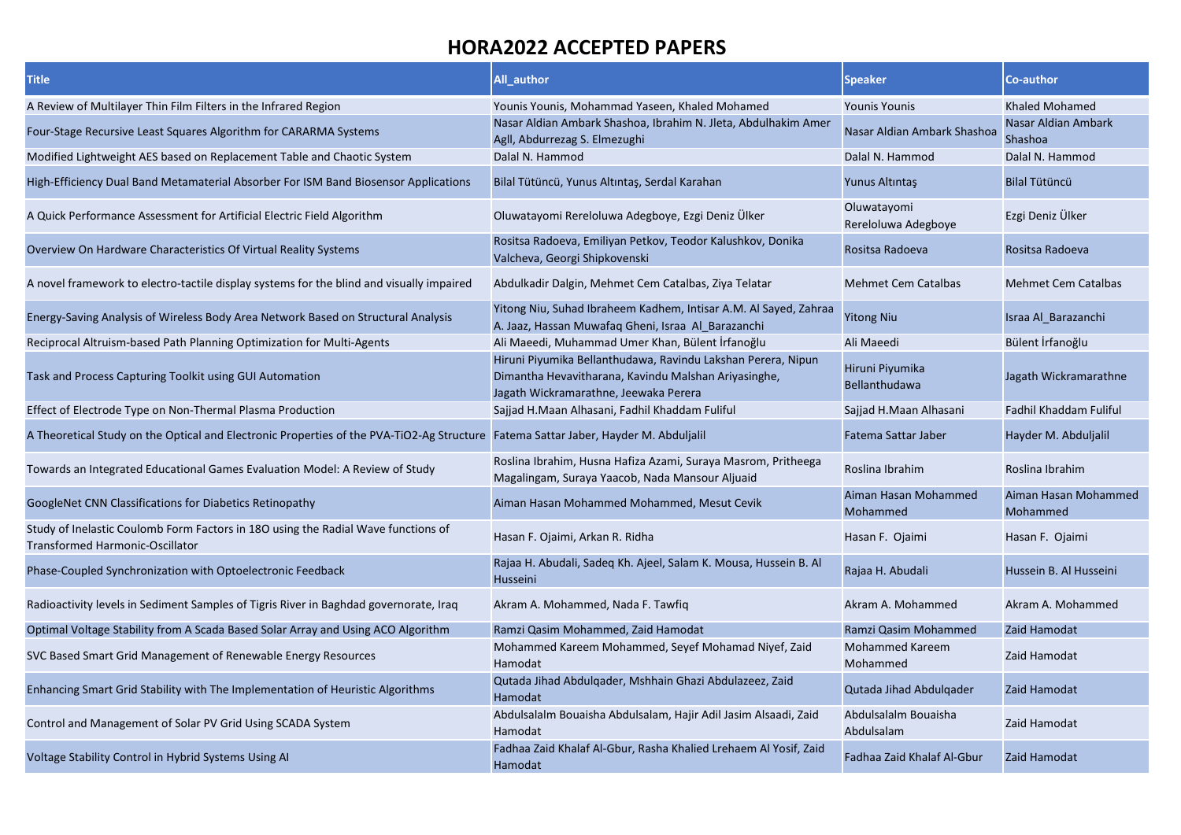# HORA2022 ACCEPTED PAPERS

| Title | All_author | Speaker | Co-author |
|---|---|---|---|
| A Review of Multilayer Thin Film Filters in the Infrared Region | Younis Younis, Mohammad Yaseen, Khaled Mohamed | Younis Younis | Khaled Mohamed |
| Four-Stage Recursive Least Squares Algorithm for CARARMA Systems | Nasar Aldian Ambark Shashoa, Ibrahim N. Jleta, Abdulhakim Amer Agll, Abdurrezag S. Elmezughi | Nasar Aldian Ambark Shashoa | Nasar Aldian Ambark Shashoa |
| Modified Lightweight AES based on Replacement Table and Chaotic System | Dalal N. Hammod | Dalal N. Hammod | Dalal N. Hammod |
| High-Efficiency Dual Band Metamaterial Absorber For ISM Band Biosensor Applications | Bilal Tütüncü, Yunus Altıntaş, Serdal Karahan | Yunus Altıntaş | Bilal Tütüncü |
| A Quick Performance Assessment for Artificial Electric Field Algorithm | Oluwatayomi Rereloluwa Adegboye, Ezgi Deniz Ülker | Oluwatayomi Rereloluwa Adegboye | Ezgi Deniz Ülker |
| Overview On Hardware Characteristics Of Virtual Reality Systems | Rositsa Radoeva, Emiliyan Petkov, Teodor Kalushkov, Donika Valcheva, Georgi Shipkovenski | Rositsa Radoeva | Rositsa Radoeva |
| A novel framework to electro-tactile display systems for the blind and visually impaired | Abdulkadir Dalgin, Mehmet Cem Catalbas, Ziya Telatar | Mehmet Cem Catalbas | Mehmet Cem Catalbas |
| Energy-Saving Analysis of Wireless Body Area Network Based on Structural Analysis | Yitong Niu, Suhad Ibraheem Kadhem, Intisar A.M. Al Sayed, Zahraa A. Jaaz, Hassan Muwafaq Gheni, Israa Al_Barazanchi | Yitong Niu | Israa Al_Barazanchi |
| Reciprocal Altruism-based Path Planning Optimization for Multi-Agents | Ali Maeedi, Muhammad Umer Khan, Bülent İrfanoğlu | Ali Maeedi | Bülent İrfanoğlu |
| Task and Process Capturing Toolkit using GUI Automation | Hiruni Piyumika Bellanthudawa, Ravindu Lakshan Perera, Nipun Dimantha Hevavitharana, Kavindu Malshan Ariyasinghe, Jagath Wickramarathne, Jeewaka Perera | Hiruni Piyumika Bellanthudawa | Jagath Wickramarathne |
| Effect of Electrode Type on Non-Thermal Plasma Production | Sajjad H.Maan Alhasani, Fadhil Khaddam Fuliful | Sajjad H.Maan Alhasani | Fadhil Khaddam Fuliful |
| A Theoretical Study on the Optical and Electronic Properties of the PVA-TiO2-Ag Structure | Fatema Sattar Jaber, Hayder M. Abduljalil | Fatema Sattar Jaber | Hayder M. Abduljalil |
| Towards an Integrated Educational Games Evaluation Model: A Review of Study | Roslina Ibrahim, Husna Hafiza Azami, Suraya Masrom, Pritheega Magalingam, Suraya Yaacob, Nada Mansour Aljuaid | Roslina Ibrahim | Roslina Ibrahim |
| GoogleNet CNN Classifications for Diabetics Retinopathy | Aiman Hasan Mohammed Mohammed, Mesut Cevik | Aiman Hasan Mohammed Mohammed | Aiman Hasan Mohammed Mohammed |
| Study of Inelastic Coulomb Form Factors in 18O using the Radial Wave functions of Transformed Harmonic-Oscillator | Hasan F. Ojaimi, Arkan R. Ridha | Hasan F. Ojaimi | Hasan F. Ojaimi |
| Phase-Coupled Synchronization with Optoelectronic Feedback | Rajaa H. Abudali, Sadeq Kh. Ajeel, Salam K. Mousa, Hussein B. Al Husseini | Rajaa H. Abudali | Hussein B. Al Husseini |
| Radioactivity levels in Sediment Samples of Tigris River in Baghdad governorate, Iraq | Akram A. Mohammed, Nada F. Tawfiq | Akram A. Mohammed | Akram A. Mohammed |
| Optimal Voltage Stability from A Scada Based Solar Array and Using ACO Algorithm | Ramzi Qasim Mohammed, Zaid Hamodat | Ramzi Qasim Mohammed | Zaid Hamodat |
| SVC Based Smart Grid Management of Renewable Energy Resources | Mohammed Kareem Mohammed, Seyef Mohamad Niyef, Zaid Hamodat | Mohammed Kareem Mohammed | Zaid Hamodat |
| Enhancing Smart Grid Stability with The Implementation of Heuristic Algorithms | Qutada Jihad Abdulqader, Mshhain Ghazi Abdulazeez, Zaid Hamodat | Qutada Jihad Abdulqader | Zaid Hamodat |
| Control and Management of Solar PV Grid Using SCADA System | Abdulsalalm Bouaisha Abdulsalam, Hajir Adil Jasim Alsaadi, Zaid Hamodat | Abdulsalalm Bouaisha Abdulsalam | Zaid Hamodat |
| Voltage Stability Control in Hybrid Systems Using AI | Fadhaa Zaid Khalaf Al-Gbur, Rasha Khalied Lrehaem Al Yosif, Zaid Hamodat | Fadhaa Zaid Khalaf Al-Gbur | Zaid Hamodat |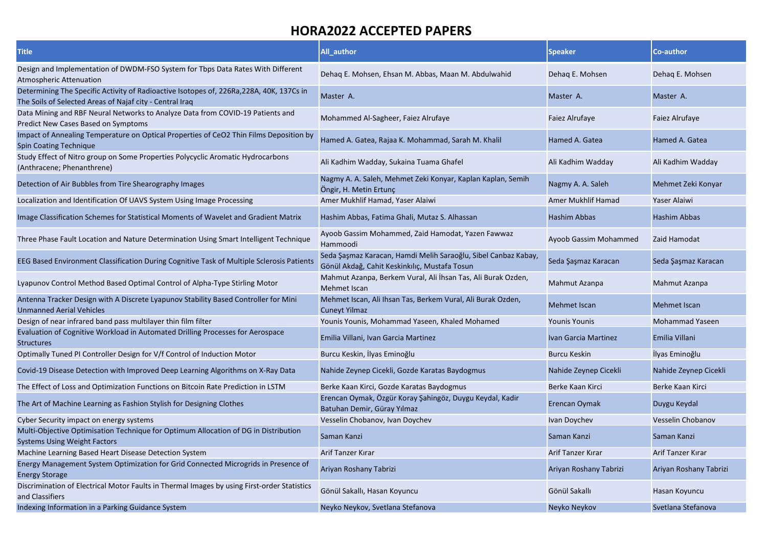# HORA2022 ACCEPTED PAPERS

| Title | All_author | Speaker | Co-author |
|---|---|---|---|
| Design and Implementation of DWDM-FSO System for Tbps Data Rates With Different Atmospheric Attenuation | Dehaq E. Mohsen, Ehsan M. Abbas, Maan M. Abdulwahid | Dehaq E. Mohsen | Dehaq E. Mohsen |
| Determining The Specific Activity of Radioactive Isotopes of, 226Ra,228A, 40K, 137Cs in The Soils of Selected Areas of Najaf city - Central Iraq | Master A. | Master A. | Master A. |
| Data Mining and RBF Neural Networks to Analyze Data from COVID-19 Patients and Predict New Cases Based on Symptoms | Mohammed Al-Sagheer, Faiez Alrufaye | Faiez Alrufaye | Faiez Alrufaye |
| Impact of Annealing Temperature on Optical Properties of CeO2 Thin Films Deposition by Spin Coating Technique | Hamed A. Gatea, Rajaa K. Mohammad, Sarah M. Khalil | Hamed A. Gatea | Hamed A. Gatea |
| Study Effect of Nitro group on Some Properties Polycyclic Aromatic Hydrocarbons (Anthracene; Phenanthrene) | Ali Kadhim Wadday, Sukaina Tuama Ghafel | Ali Kadhim Wadday | Ali Kadhim Wadday |
| Detection of Air Bubbles from Tire Shearography Images | Nagmy A. A. Saleh, Mehmet Zeki Konyar, Kaplan Kaplan, Semih Öngir, H. Metin Ertunç | Nagmy A. A. Saleh | Mehmet Zeki Konyar |
| Localization and Identification Of UAVS System Using Image Processing | Amer Mukhlif Hamad, Yaser Alaiwi | Amer Mukhlif Hamad | Yaser Alaiwi |
| Image Classification Schemes for Statistical Moments of Wavelet and Gradient Matrix | Hashim Abbas, Fatima Ghali, Mutaz S. Alhassan | Hashim Abbas | Hashim Abbas |
| Three Phase Fault Location and Nature Determination Using Smart Intelligent Technique | Ayoob Gassim Mohammed, Zaid Hamodat, Yazen Fawwaz Hammoodi | Ayoob Gassim Mohammed | Zaid Hamodat |
| EEG Based Environment Classification During Cognitive Task of Multiple Sclerosis Patients | Seda Şaşmaz Karacan, Hamdi Melih Saraoğlu, Sibel Canbaz Kabay, Gönül Akdağ, Cahit Keskinkılıç, Mustafa Tosun | Seda Şaşmaz Karacan | Seda Şaşmaz Karacan |
| Lyapunov Control Method Based Optimal Control of Alpha-Type Stirling Motor | Mahmut Azanpa, Berkem Vural, Ali İhsan Tas, Ali Burak Ozden, Mehmet Iscan | Mahmut Azanpa | Mahmut Azanpa |
| Antenna Tracker Design with A Discrete Lyapunov Stability Based Controller for Mini Unmanned Aerial Vehicles | Mehmet Iscan, Ali Ihsan Tas, Berkem Vural, Ali Burak Ozden, Cuneyt Yilmaz | Mehmet Iscan | Mehmet Iscan |
| Design of near infrared band pass multilayer thin film filter | Younis Younis, Mohammad Yaseen, Khaled Mohamed | Younis Younis | Mohammad Yaseen |
| Evaluation of Cognitive Workload in Automated Drilling Processes for Aerospace Structures | Emilia Villani, Ivan Garcia Martinez | Ivan Garcia Martinez | Emilia Villani |
| Optimally Tuned PI Controller Design for V/f Control of Induction Motor | Burcu Keskin, İlyas Eminoğlu | Burcu Keskin | İlyas Eminoğlu |
| Covid-19 Disease Detection with Improved Deep Learning Algorithms on X-Ray Data | Nahide Zeynep Cicekli, Gozde Karatas Baydogmus | Nahide Zeynep Cicekli | Nahide Zeynep Cicekli |
| The Effect of Loss and Optimization Functions on Bitcoin Rate Prediction in LSTM | Berke Kaan Kirci, Gozde Karatas Baydogmus | Berke Kaan Kirci | Berke Kaan Kirci |
| The Art of Machine Learning as Fashion Stylish for Designing Clothes | Erencan Oymak, Özgür Koray Şahingöz, Duygu Keydal, Kadir Batuhan Demir, Güray Yılmaz | Erencan Oymak | Duygu Keydal |
| Cyber Security impact on energy systems | Vesselin Chobanov, Ivan Doychev | Ivan Doychev | Vesselin Chobanov |
| Multi-Objective Optimisation Technique for Optimum Allocation of DG in Distribution Systems Using Weight Factors | Saman Kanzi | Saman Kanzi | Saman Kanzi |
| Machine Learning Based Heart Disease Detection System | Arif Tanzer Kırar | Arif Tanzer Kırar | Arif Tanzer Kırar |
| Energy Management System Optimization for Grid Connected Microgrids in Presence of Energy Storage | Ariyan Roshany Tabrizi | Ariyan Roshany Tabrizi | Ariyan Roshany Tabrizi |
| Discrimination of Electrical Motor Faults in Thermal Images by using First-order Statistics and Classifiers | Gönül Sakallı, Hasan Koyuncu | Gönül Sakallı | Hasan Koyuncu |
| Indexing Information in a Parking Guidance System | Neyko Neykov, Svetlana Stefanova | Neyko Neykov | Svetlana Stefanova |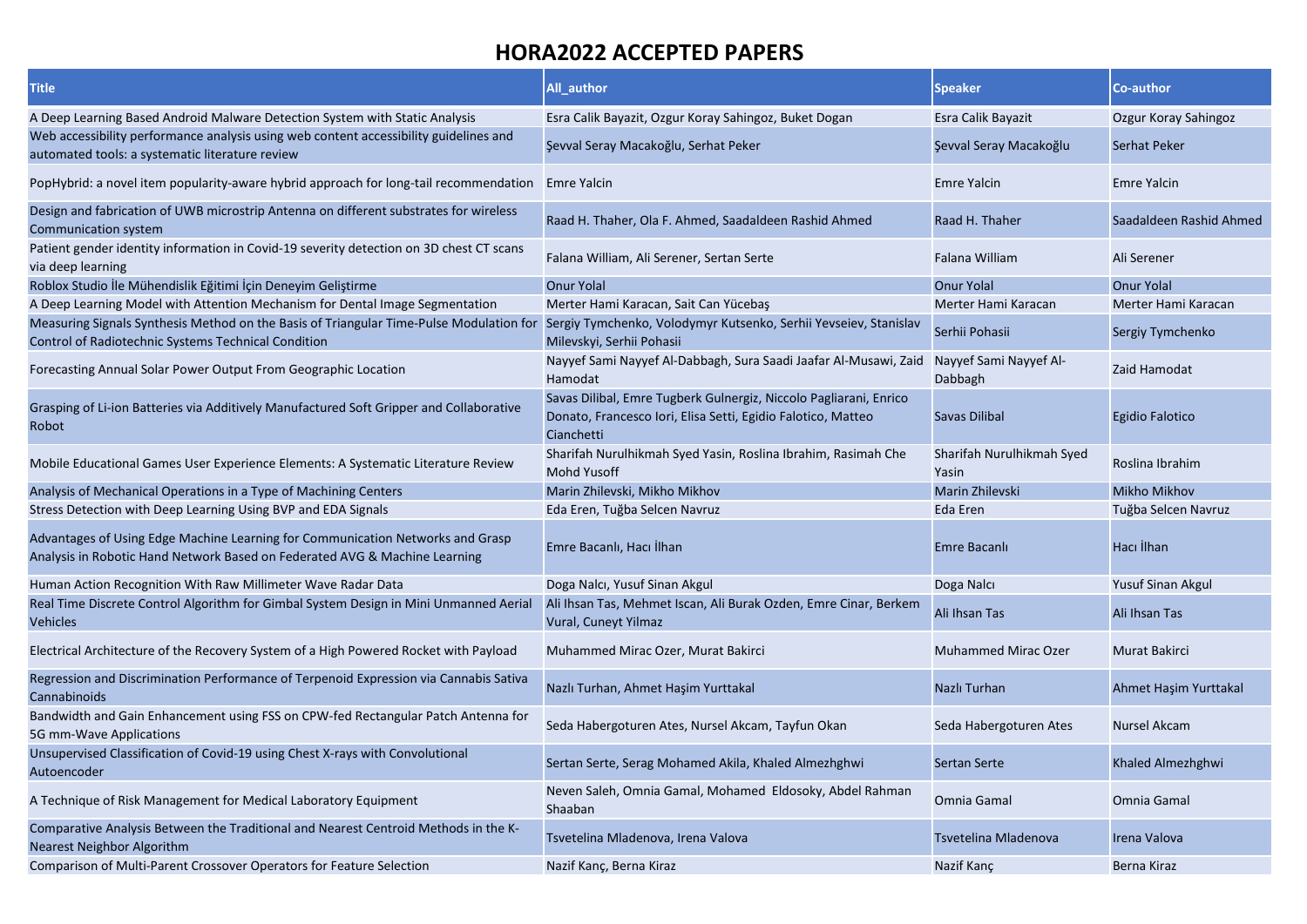# HORA2022 ACCEPTED PAPERS

| Title | All_author | Speaker | Co-author |
|---|---|---|---|
| A Deep Learning Based Android Malware Detection System with Static Analysis | Esra Calik Bayazit, Ozgur Koray Sahingoz, Buket Dogan | Esra Calik Bayazit | Ozgur Koray Sahingoz |
| Web accessibility performance analysis using web content accessibility guidelines and automated tools: a systematic literature review | Şevval Seray Macakoğlu, Serhat Peker | Şevval Seray Macakoğlu | Serhat Peker |
| PopHybrid: a novel item popularity-aware hybrid approach for long-tail recommendation | Emre Yalcin | Emre Yalcin | Emre Yalcin |
| Design and fabrication of UWB microstrip Antenna on different substrates for wireless Communication system | Raad H. Thaher, Ola F. Ahmed, Saadaldeen Rashid Ahmed | Raad H. Thaher | Saadaldeen Rashid Ahmed |
| Patient gender identity information in Covid-19 severity detection on 3D chest CT scans via deep learning | Falana William, Ali Serener, Sertan Serte | Falana William | Ali Serener |
| Roblox Studio İle Mühendislik Eğitimi İçin Deneyim Geliştirme | Onur Yolal | Onur Yolal | Onur Yolal |
| A Deep Learning Model with Attention Mechanism for Dental Image Segmentation | Merter Hami Karacan, Sait Can Yücebaş | Merter Hami Karacan | Merter Hami Karacan |
| Measuring Signals Synthesis Method on the Basis of Triangular Time-Pulse Modulation for Control of Radiotechnic Systems Technical Condition | Sergiy Tymchenko, Volodymyr Kutsenko, Serhii Yevseiev, Stanislav Milevskyi, Serhii Pohasii | Serhii Pohasii | Sergiy Tymchenko |
| Forecasting Annual Solar Power Output From Geographic Location | Nayyef Sami Nayyef Al-Dabbagh, Sura Saadi Jaafar Al-Musawi, Zaid Hamodat | Nayyef Sami Nayyef Al-Dabbagh | Zaid Hamodat |
| Grasping of Li-ion Batteries via Additively Manufactured Soft Gripper and Collaborative Robot | Savas Dilibal, Emre Tugberk Gulnergiz, Niccolo Pagliarani, Enrico Donato, Francesco Iori, Elisa Setti, Egidio Falotico, Matteo Cianchetti | Savas Dilibal | Egidio Falotico |
| Mobile Educational Games User Experience Elements: A Systematic Literature Review | Sharifah Nurulhikmah Syed Yasin, Roslina Ibrahim, Rasimah Che Mohd Yusoff | Sharifah Nurulhikmah Syed Yasin | Roslina Ibrahim |
| Analysis of Mechanical Operations in a Type of Machining Centers | Marin Zhilevski, Mikho Mikhov | Marin Zhilevski | Mikho Mikhov |
| Stress Detection with Deep Learning Using BVP and EDA Signals | Eda Eren, Tuğba Selcen Navruz | Eda Eren | Tuğba Selcen Navruz |
| Advantages of Using Edge Machine Learning for Communication Networks and Grasp Analysis in Robotic Hand Network Based on Federated AVG & Machine Learning | Emre Bacanlı, Hacı İlhan | Emre Bacanlı | Hacı İlhan |
| Human Action Recognition With Raw Millimeter Wave Radar Data | Doga Nalcı, Yusuf Sinan Akgul | Doga Nalcı | Yusuf Sinan Akgul |
| Real Time Discrete Control Algorithm for Gimbal System Design in Mini Unmanned Aerial Vehicles | Ali Ihsan Tas, Mehmet Iscan, Ali Burak Ozden, Emre Cinar, Berkem Vural, Cuneyt Yilmaz | Ali Ihsan Tas | Ali Ihsan Tas |
| Electrical Architecture of the Recovery System of a High Powered Rocket with Payload | Muhammed Mirac Ozer, Murat Bakirci | Muhammed Mirac Ozer | Murat Bakirci |
| Regression and Discrimination Performance of Terpenoid Expression via Cannabis Sativa Cannabinoids | Nazlı Turhan, Ahmet Haşim Yurttakal | Nazlı Turhan | Ahmet Haşim Yurttakal |
| Bandwidth and Gain Enhancement using FSS on CPW-fed Rectangular Patch Antenna for 5G mm-Wave Applications | Seda Habergoturen Ates, Nursel Akcam, Tayfun Okan | Seda Habergoturen Ates | Nursel Akcam |
| Unsupervised Classification of Covid-19 using Chest X-rays with Convolutional Autoencoder | Sertan Serte, Serag Mohamed Akila, Khaled Almezhghwi | Sertan Serte | Khaled Almezhghwi |
| A Technique of Risk Management for Medical Laboratory Equipment | Neven Saleh, Omnia Gamal, Mohamed Eldosoky, Abdel Rahman Shaaban | Omnia Gamal | Omnia Gamal |
| Comparative Analysis Between the Traditional and Nearest Centroid Methods in the K-Nearest Neighbor Algorithm | Tsvetelina Mladenova, Irena Valova | Tsvetelina Mladenova | Irena Valova |
| Comparison of Multi-Parent Crossover Operators for Feature Selection | Nazif Kanç, Berna Kiraz | Nazif Kanç | Berna Kiraz |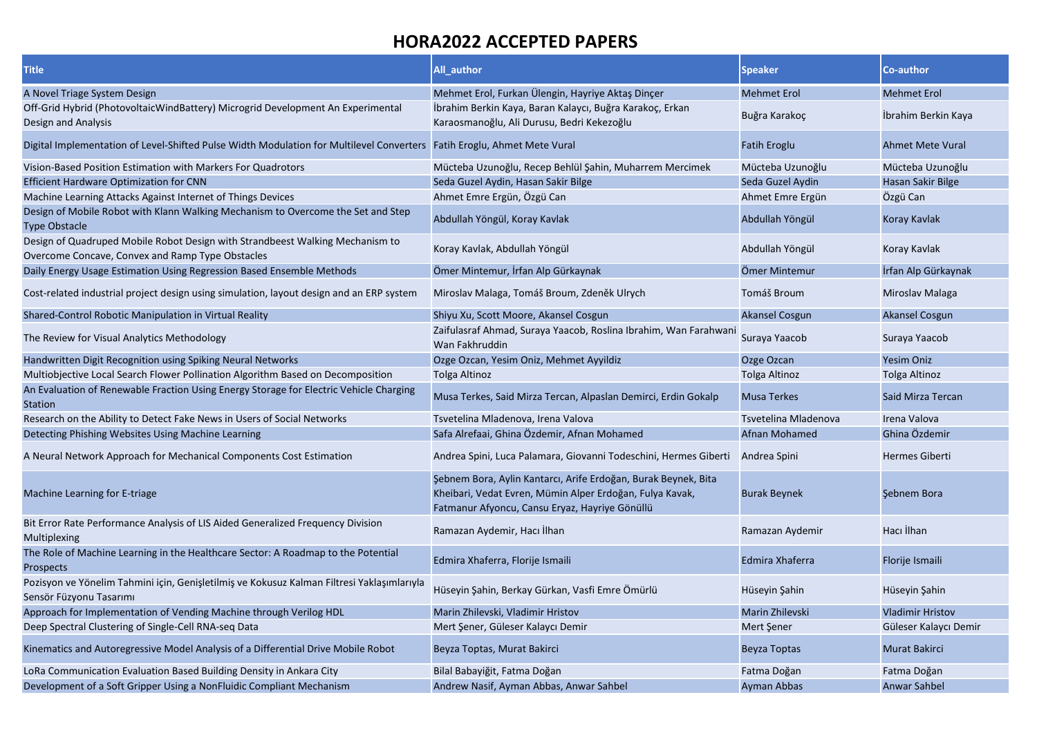# HORA2022 ACCEPTED PAPERS

| Title | All_author | Speaker | Co-author |
|---|---|---|---|
| A Novel Triage System Design | Mehmet Erol, Furkan Ülengin, Hayriye Aktaş Dinçer | Mehmet Erol | Mehmet Erol |
| Off-Grid Hybrid (PhotovoltaicWindBattery) Microgrid Development An Experimental Design and Analysis | İbrahim Berkin Kaya, Baran Kalaycı, Buğra Karakoç, Erkan Karaosmanoğlu, Ali Durusu, Bedri Kekezoğlu | Buğra Karakoç | İbrahim Berkin Kaya |
| Digital Implementation of Level-Shifted Pulse Width Modulation for Multilevel Converters | Fatih Eroglu, Ahmet Mete Vural | Fatih Eroglu | Ahmet Mete Vural |
| Vision-Based Position Estimation with Markers For Quadrotors | Mücteba Uzunoğlu, Recep Behlül Şahin, Muharrem Mercimek | Mücteba Uzunoğlu | Mücteba Uzunoğlu |
| Efficient Hardware Optimization for CNN | Seda Guzel Aydin, Hasan Sakir Bilge | Seda Guzel Aydin | Hasan Sakir Bilge |
| Machine Learning Attacks Against Internet of Things Devices | Ahmet Emre Ergün, Özgü Can | Ahmet Emre Ergün | Özgü Can |
| Design of Mobile Robot with Klann Walking Mechanism to Overcome the Set and Step Type Obstacle | Abdullah Yöngül, Koray Kavlak | Abdullah Yöngül | Koray Kavlak |
| Design of Quadruped Mobile Robot Design with Strandbeest Walking Mechanism to Overcome Concave, Convex and Ramp Type Obstacles | Koray Kavlak, Abdullah Yöngül | Abdullah Yöngül | Koray Kavlak |
| Daily Energy Usage Estimation Using Regression Based Ensemble Methods | Ömer Mintemur, İrfan Alp Gürkaynak | Ömer Mintemur | İrfan Alp Gürkaynak |
| Cost-related industrial project design using simulation, layout design and an ERP system | Miroslav Malaga, Tomáš Broum, Zdeněk Ulrych | Tomáš Broum | Miroslav Malaga |
| Shared-Control Robotic Manipulation in Virtual Reality | Shiyu Xu, Scott Moore, Akansel Cosgun | Akansel Cosgun | Akansel Cosgun |
| The Review for Visual Analytics Methodology | Zaifulasraf Ahmad, Suraya Yaacob, Roslina Ibrahim, Wan Farahwani Wan Fakhruddin | Suraya Yaacob | Suraya Yaacob |
| Handwritten Digit Recognition using Spiking Neural Networks | Ozge Ozcan, Yesim Oniz, Mehmet Ayyildiz | Ozge Ozcan | Yesim Oniz |
| Multiobjective Local Search Flower Pollination Algorithm Based on Decomposition | Tolga Altinoz | Tolga Altinoz | Tolga Altinoz |
| An Evaluation of Renewable Fraction Using Energy Storage for Electric Vehicle Charging Station | Musa Terkes, Said Mirza Tercan, Alpaslan Demirci, Erdin Gokalp | Musa Terkes | Said Mirza Tercan |
| Research on the Ability to Detect Fake News in Users of Social Networks | Tsvetelina Mladenova, Irena Valova | Tsvetelina Mladenova | Irena Valova |
| Detecting Phishing Websites Using Machine Learning | Safa Alrefaai, Ghina Özdemir, Afnan Mohamed | Afnan Mohamed | Ghina Özdemir |
| A Neural Network Approach for Mechanical Components Cost Estimation | Andrea Spini, Luca Palamara, Giovanni Todeschini, Hermes Giberti | Andrea Spini | Hermes Giberti |
| Machine Learning for E-triage | Şebnem Bora, Aylin Kantarcı, Arife Erdoğan, Burak Beynek, Bita Kheibari, Vedat Evren, Mümin Alper Erdoğan, Fulya Kavak, Fatmanur Afyoncu, Cansu Eryaz, Hayriye Gönüllü | Burak Beynek | Şebnem Bora |
| Bit Error Rate Performance Analysis of LIS Aided Generalized Frequency Division Multiplexing | Ramazan Aydemir, Hacı İlhan | Ramazan Aydemir | Hacı İlhan |
| The Role of Machine Learning in the Healthcare Sector: A Roadmap to the Potential Prospects | Edmira Xhaferra, Florije Ismaili | Edmira Xhaferra | Florije Ismaili |
| Pozisyon ve Yönelim Tahmini için, Genişletilmiş ve Kokusuz Kalman Filtresi Yaklaşımlarıyla Sensör Füzyonu Tasarımı | Hüseyin Şahin, Berkay Gürkan, Vasfi Emre Ömürlü | Hüseyin Şahin | Hüseyin Şahin |
| Approach for Implementation of Vending Machine through Verilog HDL | Marin Zhilevski, Vladimir Hristov | Marin Zhilevski | Vladimir Hristov |
| Deep Spectral Clustering of Single-Cell RNA-seq Data | Mert Şener, Güleser Kalaycı Demir | Mert Şener | Güleser Kalaycı Demir |
| Kinematics and Autoregressive Model Analysis of a Differential Drive Mobile Robot | Beyza Toptas, Murat Bakirci | Beyza Toptas | Murat Bakirci |
| LoRa Communication Evaluation Based Building Density in Ankara City | Bilal Babayiğit, Fatma Doğan | Fatma Doğan | Fatma Doğan |
| Development of a Soft Gripper Using a NonFluidic Compliant Mechanism | Andrew Nasif, Ayman Abbas, Anwar Sahbel | Ayman Abbas | Anwar Sahbel |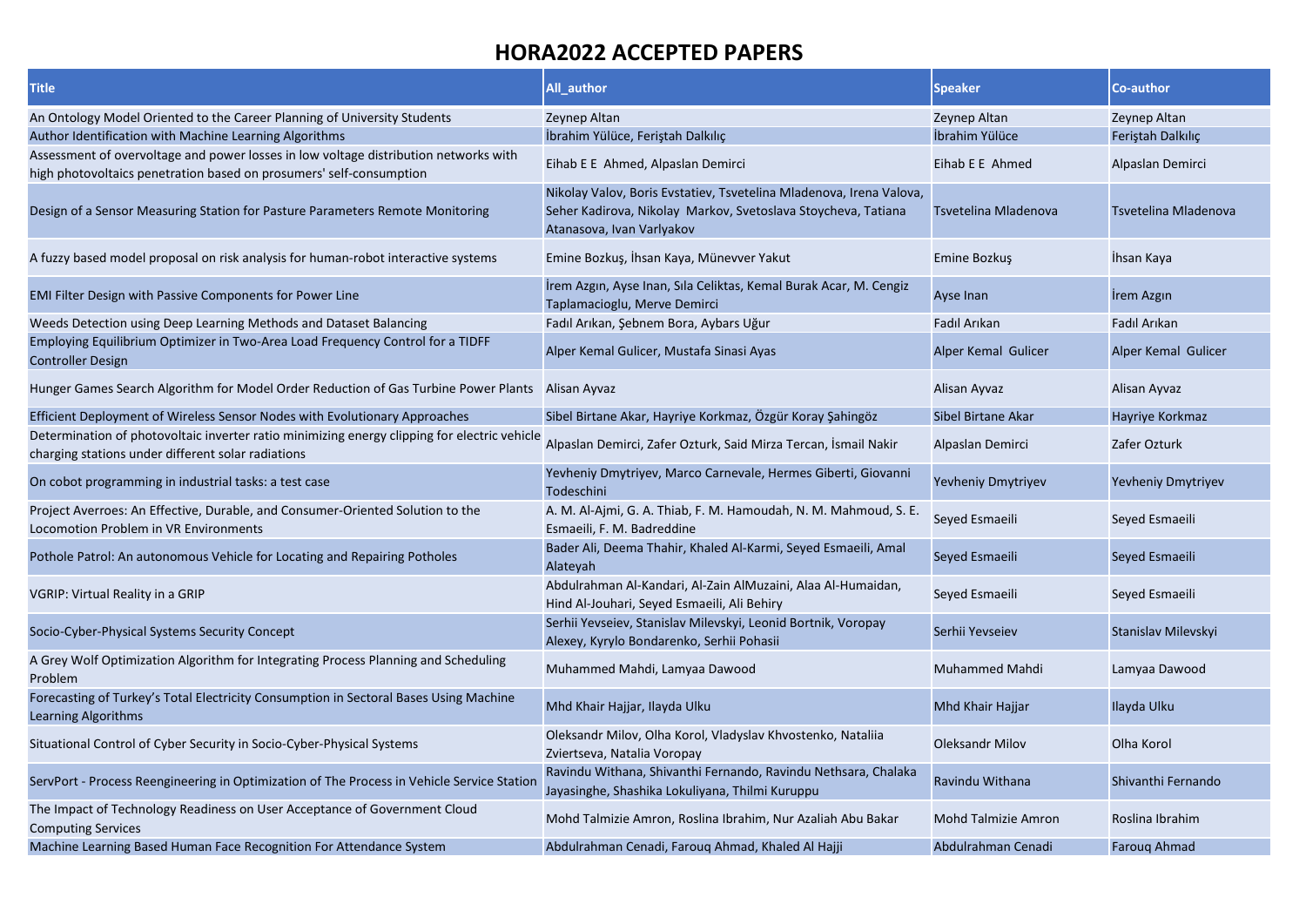# HORA2022 ACCEPTED PAPERS

| Title | All_author | Speaker | Co-author |
|---|---|---|---|
| An Ontology Model Oriented to the Career Planning of University Students | Zeynep Altan | Zeynep Altan | Zeynep Altan |
| Author Identification with Machine Learning Algorithms | İbrahim Yülüce, Feriştah Dalkılıç | İbrahim Yülüce | Feriştah Dalkılıç |
| Assessment of overvoltage and power losses in low voltage distribution networks with high photovoltaics penetration based on prosumers' self-consumption | Eihab E E Ahmed, Alpaslan Demirci | Eihab E E Ahmed | Alpaslan Demirci |
| Design of a Sensor Measuring Station for Pasture Parameters Remote Monitoring | Nikolay Valov, Boris Evstatiev, Tsvetelina Mladenova, Irena Valova, Seher Kadirova, Nikolay Markov, Svetoslava Stoycheva, Tatiana Atanasova, Ivan Varlyakov | Tsvetelina Mladenova | Tsvetelina Mladenova |
| A fuzzy based model proposal on risk analysis for human-robot interactive systems | Emine Bozkuş, İhsan Kaya, Münevver Yakut | Emine Bozkuş | İhsan Kaya |
| EMI Filter Design with Passive Components for Power Line | İrem Azgın, Ayse Inan, Sıla Celiktas, Kemal Burak Acar, M. Cengiz Taplamacioglu, Merve Demirci | Ayse Inan | İrem Azgın |
| Weeds Detection using Deep Learning Methods and Dataset Balancing | Fadıl Arıkan, Şebnem Bora, Aybars Uğur | Fadıl Arıkan | Fadıl Arıkan |
| Employing Equilibrium Optimizer in Two-Area Load Frequency Control for a TIDFF Controller Design | Alper Kemal Gulicer, Mustafa Sinasi Ayas | Alper Kemal Gulicer | Alper Kemal Gulicer |
| Hunger Games Search Algorithm for Model Order Reduction of Gas Turbine Power Plants | Alisan Ayvaz | Alisan Ayvaz | Alisan Ayvaz |
| Efficient Deployment of Wireless Sensor Nodes with Evolutionary Approaches | Sibel Birtane Akar, Hayriye Korkmaz, Özgür Koray Şahingöz | Sibel Birtane Akar | Hayriye Korkmaz |
| Determination of photovoltaic inverter ratio minimizing energy clipping for electric vehicle charging stations under different solar radiations | Alpaslan Demirci, Zafer Ozturk, Said Mirza Tercan, İsmail Nakir | Alpaslan Demirci | Zafer Ozturk |
| On cobot programming in industrial tasks: a test case | Yevheniy Dmytriyev, Marco Carnevale, Hermes Giberti, Giovanni Todeschini | Yevheniy Dmytriyev | Yevheniy Dmytriyev |
| Project Averroes: An Effective, Durable, and Consumer-Oriented Solution to the Locomotion Problem in VR Environments | A. M. Al-Ajmi, G. A. Thiab, F. M. Hamoudah, N. M. Mahmoud, S. E. Esmaeili, F. M. Badreddine | Seyed Esmaeili | Seyed Esmaeili |
| Pothole Patrol: An autonomous Vehicle for Locating and Repairing Potholes | Bader Ali, Deema Thahir, Khaled Al-Karmi, Seyed Esmaeili, Amal Alateyah | Seyed Esmaeili | Seyed Esmaeili |
| VGRIP: Virtual Reality in a GRIP | Abdulrahman Al-Kandari, Al-Zain AlMuzaini, Alaa Al-Humaidan, Hind Al-Jouhari, Seyed Esmaeili, Ali Behiry | Seyed Esmaeili | Seyed Esmaeili |
| Socio-Cyber-Physical Systems Security Concept | Serhii Yevseiev, Stanislav Milevskyi, Leonid Bortnik, Voropay Alexey, Kyrylo Bondarenko, Serhii Pohasii | Serhii Yevseiev | Stanislav Milevskyi |
| A Grey Wolf Optimization Algorithm for Integrating Process Planning and Scheduling Problem | Muhammed Mahdi, Lamyaa Dawood | Muhammed Mahdi | Lamyaa Dawood |
| Forecasting of Turkey's Total Electricity Consumption in Sectoral Bases Using Machine Learning Algorithms | Mhd Khair Hajjar, Ilayda Ulku | Mhd Khair Hajjar | Ilayda Ulku |
| Situational Control of Cyber Security in Socio-Cyber-Physical Systems | Oleksandr Milov, Olha Korol, Vladyslav Khvostenko, Nataliia Zviertseva, Natalia Voropay | Oleksandr Milov | Olha Korol |
| ServPort - Process Reengineering in Optimization of The Process in Vehicle Service Station | Ravindu Withana, Shivanthi Fernando, Ravindu Nethsara, Chalaka Jayasinghe, Shashika Lokuliyana, Thilmi Kuruppu | Ravindu Withana | Shivanthi Fernando |
| The Impact of Technology Readiness on User Acceptance of Government Cloud Computing Services | Mohd Talmizie Amron, Roslina Ibrahim, Nur Azaliah Abu Bakar | Mohd Talmizie Amron | Roslina Ibrahim |
| Machine Learning Based Human Face Recognition For Attendance System | Abdulrahman Cenadi, Farouq Ahmad, Khaled Al Hajji | Abdulrahman Cenadi | Farouq Ahmad |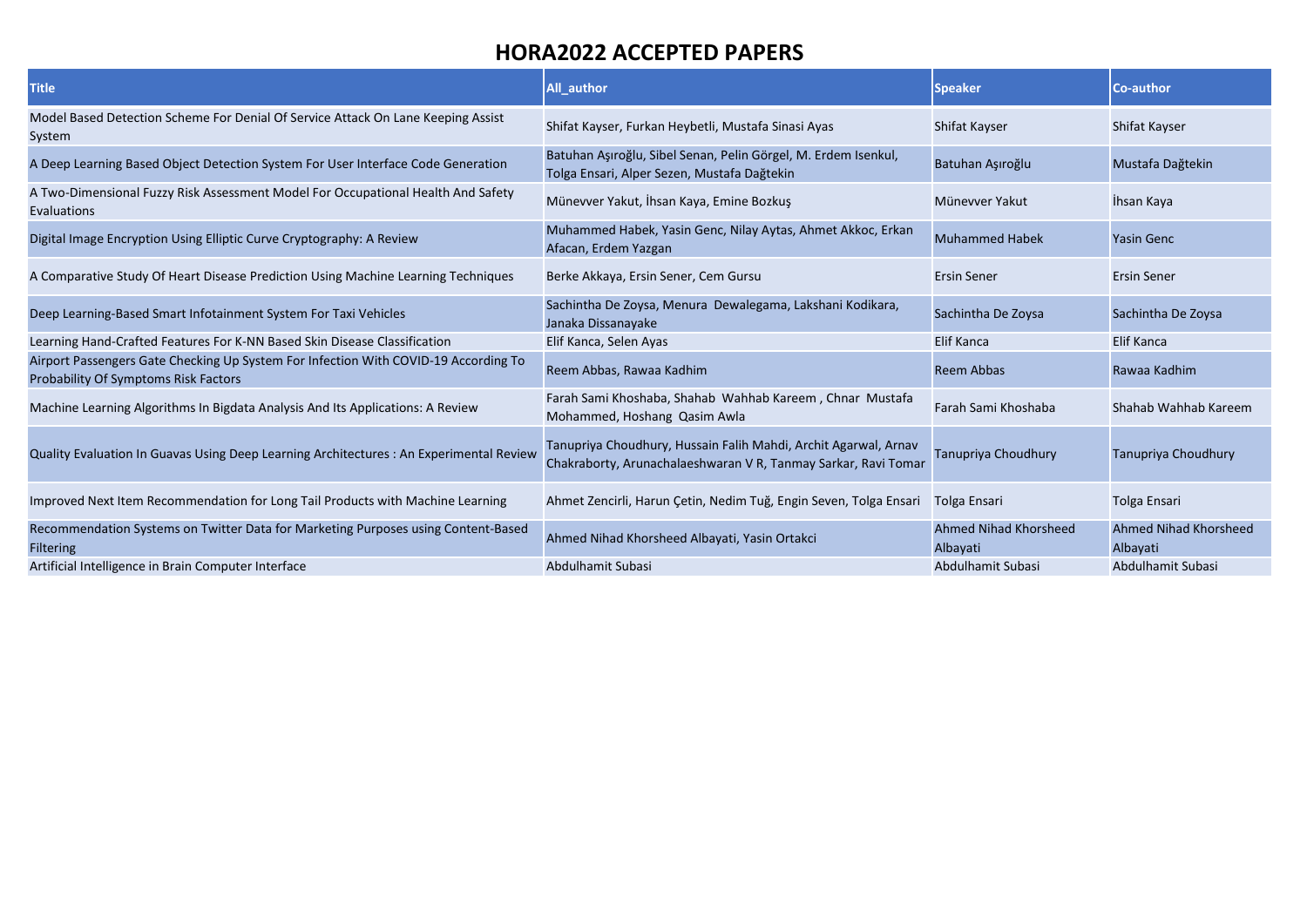# HORA2022 ACCEPTED PAPERS

| Title | All_author | Speaker | Co-author |
|---|---|---|---|
| Model Based Detection Scheme For Denial Of Service Attack On Lane Keeping Assist System | Shifat Kayser, Furkan Heybetli, Mustafa Sinasi Ayas | Shifat Kayser | Shifat Kayser |
| A Deep Learning Based Object Detection System For User Interface Code Generation | Batuhan Aşıroğlu, Sibel Senan, Pelin Görgel, M. Erdem Isenkul, Tolga Ensari, Alper Sezen, Mustafa Dağtekin | Batuhan Aşıroğlu | Mustafa Dağtekin |
| A Two-Dimensional Fuzzy Risk Assessment Model For Occupational Health And Safety Evaluations | Münevver Yakut, İhsan Kaya, Emine Bozkuş | Münevver Yakut | İhsan Kaya |
| Digital Image Encryption Using Elliptic Curve Cryptography: A Review | Muhammed Habek, Yasin Genc, Nilay Aytas, Ahmet Akkoc, Erkan Afacan, Erdem Yazgan | Muhammed Habek | Yasin Genc |
| A Comparative Study Of Heart Disease Prediction Using Machine Learning Techniques | Berke Akkaya, Ersin Sener, Cem Gursu | Ersin Sener | Ersin Sener |
| Deep Learning-Based Smart Infotainment System For Taxi Vehicles | Sachintha De Zoysa, Menura Dewalegama, Lakshani Kodikara, Janaka Dissanayake | Sachintha De Zoysa | Sachintha De Zoysa |
| Learning Hand-Crafted Features For K-NN Based Skin Disease Classification | Elif Kanca, Selen Ayas | Elif Kanca | Elif Kanca |
| Airport Passengers Gate Checking Up System For Infection With COVID-19 According To Probability Of Symptoms Risk Factors | Reem Abbas, Rawaa Kadhim | Reem Abbas | Rawaa Kadhim |
| Machine Learning Algorithms In Bigdata Analysis And Its Applications: A Review | Farah Sami Khoshaba, Shahab Wahhab Kareem , Chnar Mustafa Mohammed, Hoshang Qasim Awla | Farah Sami Khoshaba | Shahab Wahhab Kareem |
| Quality Evaluation In Guavas Using Deep Learning Architectures : An Experimental Review | Tanupriya Choudhury, Hussain Falih Mahdi, Archit Agarwal, Arnav Chakraborty, Arunachalaeshwaran V R, Tanmay Sarkar, Ravi Tomar | Tanupriya Choudhury | Tanupriya Choudhury |
| Improved Next Item Recommendation for Long Tail Products with Machine Learning | Ahmet Zencirli, Harun Çetin, Nedim Tuğ, Engin Seven, Tolga Ensari | Tolga Ensari | Tolga Ensari |
| Recommendation Systems on Twitter Data for Marketing Purposes using Content-Based Filtering | Ahmed Nihad Khorsheed Albayati, Yasin Ortakci | Ahmed Nihad Khorsheed Albayati | Ahmed Nihad Khorsheed Albayati |
| Artificial Intelligence in Brain Computer Interface | Abdulhamit Subasi | Abdulhamit Subasi | Abdulhamit Subasi |